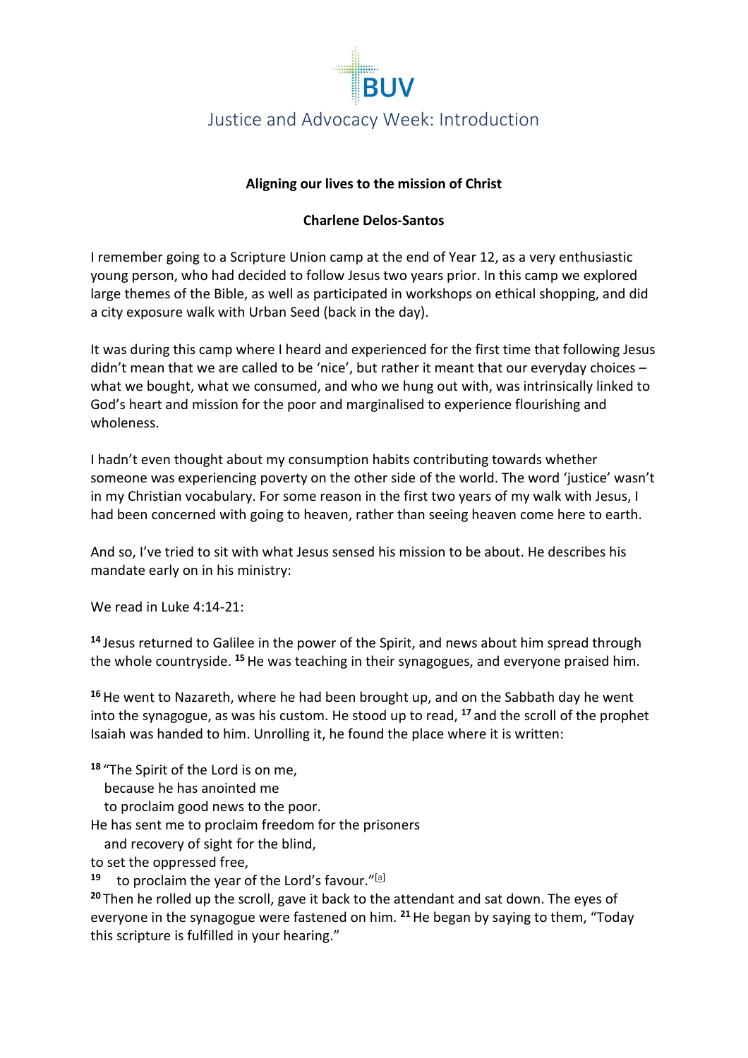BUV

# Justice and Advocacy Week: Introduction

**Aligning our lives to the mission of Christ**

**Charlene Delos-Santos**

I remember going to a Scripture Union camp at the end of Year 12, as a very enthusiastic young person, who had decided to follow Jesus two years prior. In this camp we explored large themes of the Bible, as well as participated in workshops on ethical shopping, and did a city exposure walk with Urban Seed (back in the day).

It was during this camp where I heard and experienced for the first time that following Jesus didn't mean that we are called to be 'nice', but rather it meant that our everyday choices – what we bought, what we consumed, and who we hung out with, was intrinsically linked to God's heart and mission for the poor and marginalised to experience flourishing and wholeness.

I hadn't even thought about my consumption habits contributing towards whether someone was experiencing poverty on the other side of the world. The word 'justice' wasn't in my Christian vocabulary. For some reason in the first two years of my walk with Jesus, I had been concerned with going to heaven, rather than seeing heaven come here to earth.

And so, I've tried to sit with what Jesus sensed his mission to be about. He describes his mandate early on in his ministry:

We read in Luke 4:14-21:

**14** Jesus returned to Galilee in the power of the Spirit, and news about him spread through the whole countryside. **15** He was teaching in their synagogues, and everyone praised him.

**16** He went to Nazareth, where he had been brought up, and on the Sabbath day he went into the synagogue, as was his custom. He stood up to read, **17** and the scroll of the prophet Isaiah was handed to him. Unrolling it, he found the place where it is written:

**18** "The Spirit of the Lord is on me,
  because he has anointed me
  to proclaim good news to the poor.
He has sent me to proclaim freedom for the prisoners
  and recovery of sight for the blind,
to set the oppressed free,
**19**   to proclaim the year of the Lord's favour."[a]

**20** Then he rolled up the scroll, gave it back to the attendant and sat down. The eyes of everyone in the synagogue were fastened on him. **21** He began by saying to them, "Today this scripture is fulfilled in your hearing."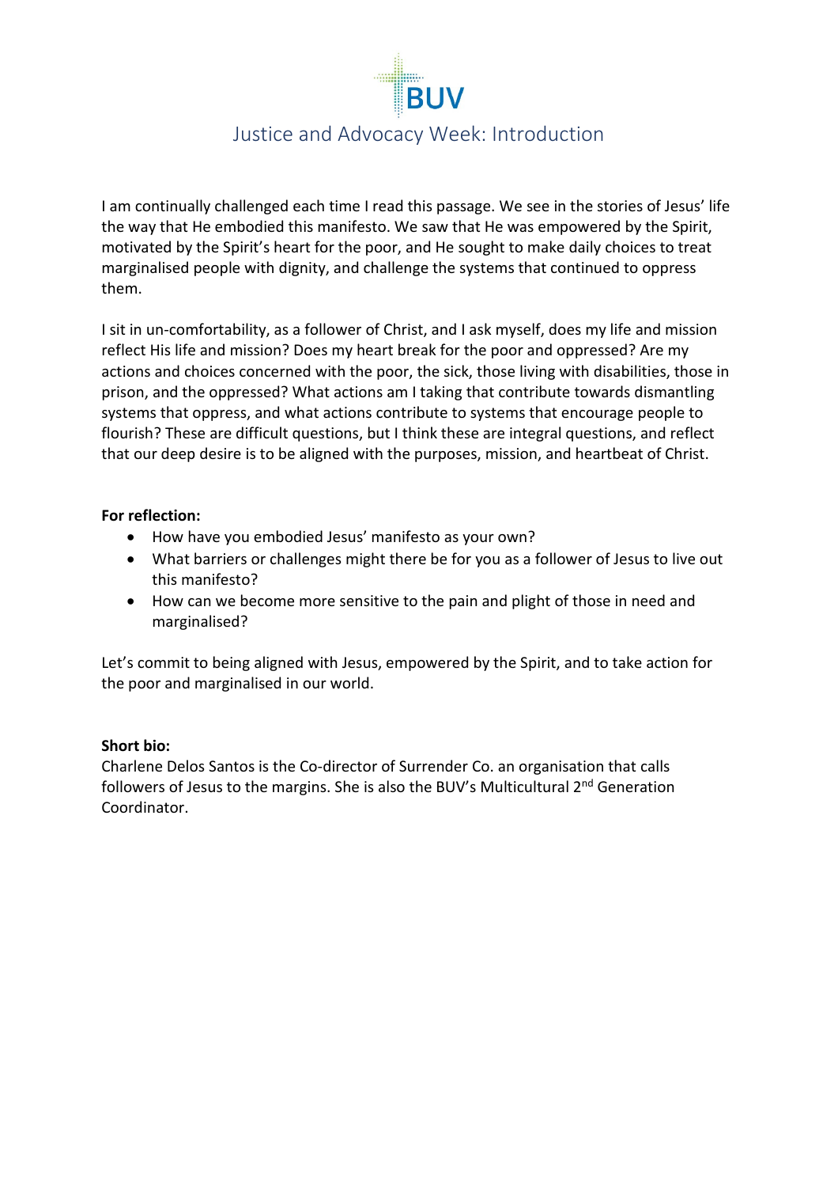I am continually challenged each time I read this passage. We see in the stories of Jesus' life the way that He embodied this manifesto. We saw that He was empowered by the Spirit, motivated by the Spirit's heart for the poor, and He sought to make daily choices to treat marginalised people with dignity, and challenge the systems that continued to oppress them.

I sit in un-comfortability, as a follower of Christ, and I ask myself, does my life and mission reflect His life and mission? Does my heart break for the poor and oppressed? Are my actions and choices concerned with the poor, the sick, those living with disabilities, those in prison, and the oppressed? What actions am I taking that contribute towards dismantling systems that oppress, and what actions contribute to systems that encourage people to flourish? These are difficult questions, but I think these are integral questions, and reflect that our deep desire is to be aligned with the purposes, mission, and heartbeat of Christ.

**For reflection:**

- How have you embodied Jesus' manifesto as your own?
- What barriers or challenges might there be for you as a follower of Jesus to live out this manifesto?
- How can we become more sensitive to the pain and plight of those in need and marginalised?

Let's commit to being aligned with Jesus, empowered by the Spirit, and to take action for the poor and marginalised in our world.

**Short bio:**

Charlene Delos Santos is the Co-director of Surrender Co. an organisation that calls followers of Jesus to the margins. She is also the BUV's Multicultural 2nd Generation Coordinator.